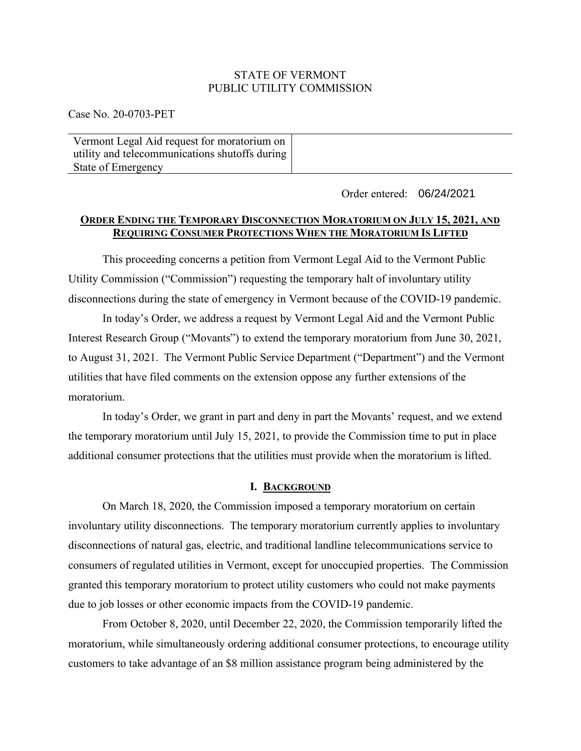STATE OF VERMONT
PUBLIC UTILITY COMMISSION

Case No. 20-0703-PET

| Vermont Legal Aid request for moratorium on utility and telecommunications shutoffs during State of Emergency | |
|---|---|

Order entered: 06/24/2021

**ORDER ENDING THE TEMPORARY DISCONNECTION MORATORIUM ON JULY 15, 2021, AND REQUIRING CONSUMER PROTECTIONS WHEN THE MORATORIUM IS LIFTED**

This proceeding concerns a petition from Vermont Legal Aid to the Vermont Public Utility Commission ("Commission") requesting the temporary halt of involuntary utility disconnections during the state of emergency in Vermont because of the COVID-19 pandemic.

In today's Order, we address a request by Vermont Legal Aid and the Vermont Public Interest Research Group ("Movants") to extend the temporary moratorium from June 30, 2021, to August 31, 2021. The Vermont Public Service Department ("Department") and the Vermont utilities that have filed comments on the extension oppose any further extensions of the moratorium.

In today's Order, we grant in part and deny in part the Movants' request, and we extend the temporary moratorium until July 15, 2021, to provide the Commission time to put in place additional consumer protections that the utilities must provide when the moratorium is lifted.

## I. BACKGROUND

On March 18, 2020, the Commission imposed a temporary moratorium on certain involuntary utility disconnections. The temporary moratorium currently applies to involuntary disconnections of natural gas, electric, and traditional landline telecommunications service to consumers of regulated utilities in Vermont, except for unoccupied properties. The Commission granted this temporary moratorium to protect utility customers who could not make payments due to job losses or other economic impacts from the COVID-19 pandemic.

From October 8, 2020, until December 22, 2020, the Commission temporarily lifted the moratorium, while simultaneously ordering additional consumer protections, to encourage utility customers to take advantage of an $8 million assistance program being administered by the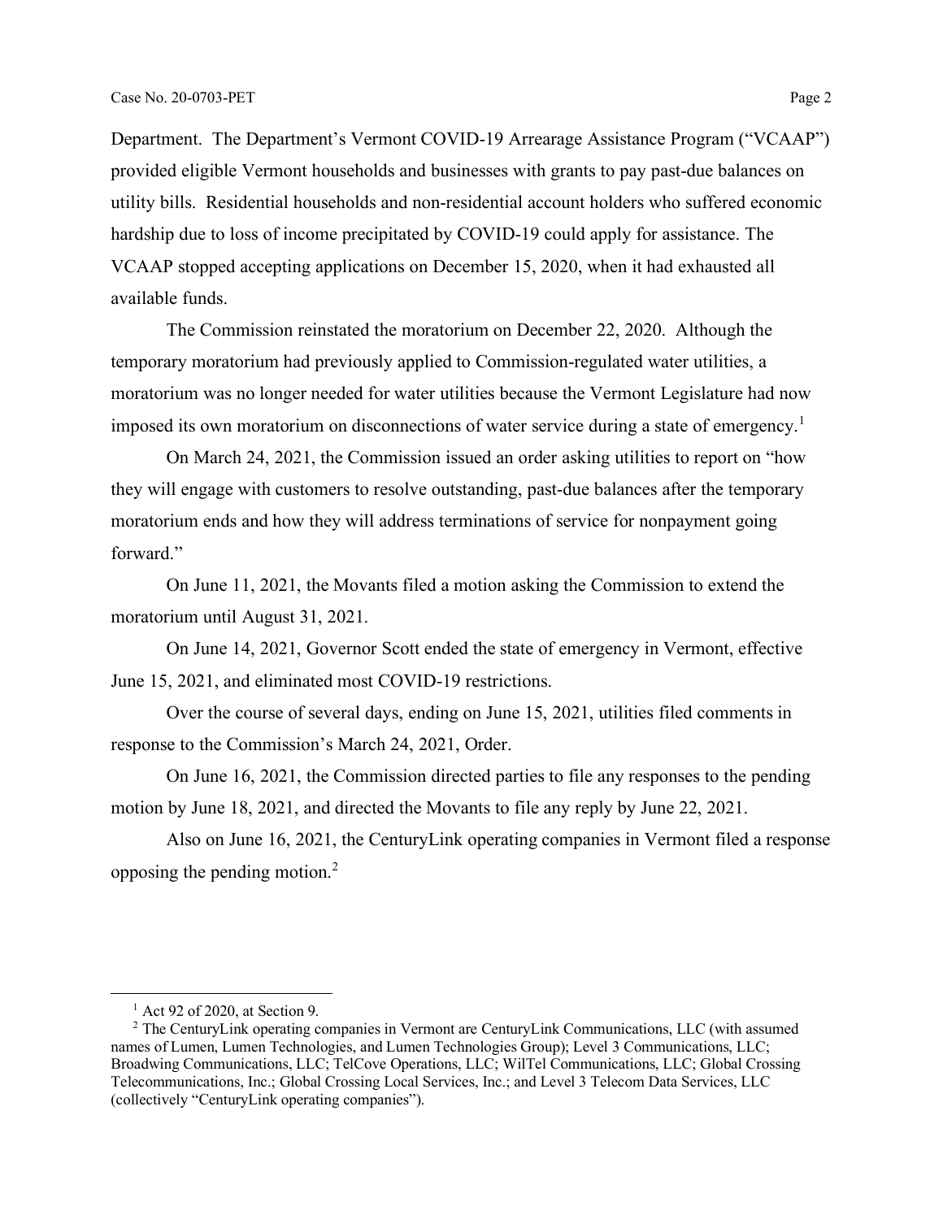Department. The Department's Vermont COVID-19 Arrearage Assistance Program ("VCAAP") provided eligible Vermont households and businesses with grants to pay past-due balances on utility bills. Residential households and non-residential account holders who suffered economic hardship due to loss of income precipitated by COVID-19 could apply for assistance. The VCAAP stopped accepting applications on December 15, 2020, when it had exhausted all available funds.

The Commission reinstated the moratorium on December 22, 2020. Although the temporary moratorium had previously applied to Commission-regulated water utilities, a moratorium was no longer needed for water utilities because the Vermont Legislature had now imposed its own moratorium on disconnections of water service during a state of emergency.[1]

On March 24, 2021, the Commission issued an order asking utilities to report on "how they will engage with customers to resolve outstanding, past-due balances after the temporary moratorium ends and how they will address terminations of service for nonpayment going forward."

On June 11, 2021, the Movants filed a motion asking the Commission to extend the moratorium until August 31, 2021.

On June 14, 2021, Governor Scott ended the state of emergency in Vermont, effective June 15, 2021, and eliminated most COVID-19 restrictions.

Over the course of several days, ending on June 15, 2021, utilities filed comments in response to the Commission's March 24, 2021, Order.

On June 16, 2021, the Commission directed parties to file any responses to the pending motion by June 18, 2021, and directed the Movants to file any reply by June 22, 2021.

Also on June 16, 2021, the CenturyLink operating companies in Vermont filed a response opposing the pending motion.[2]

---

[1] Act 92 of 2020, at Section 9.

[2] The CenturyLink operating companies in Vermont are CenturyLink Communications, LLC (with assumed names of Lumen, Lumen Technologies, and Lumen Technologies Group); Level 3 Communications, LLC; Broadwing Communications, LLC; TelCove Operations, LLC; WilTel Communications, LLC; Global Crossing Telecommunications, Inc.; Global Crossing Local Services, Inc.; and Level 3 Telecom Data Services, LLC (collectively "CenturyLink operating companies").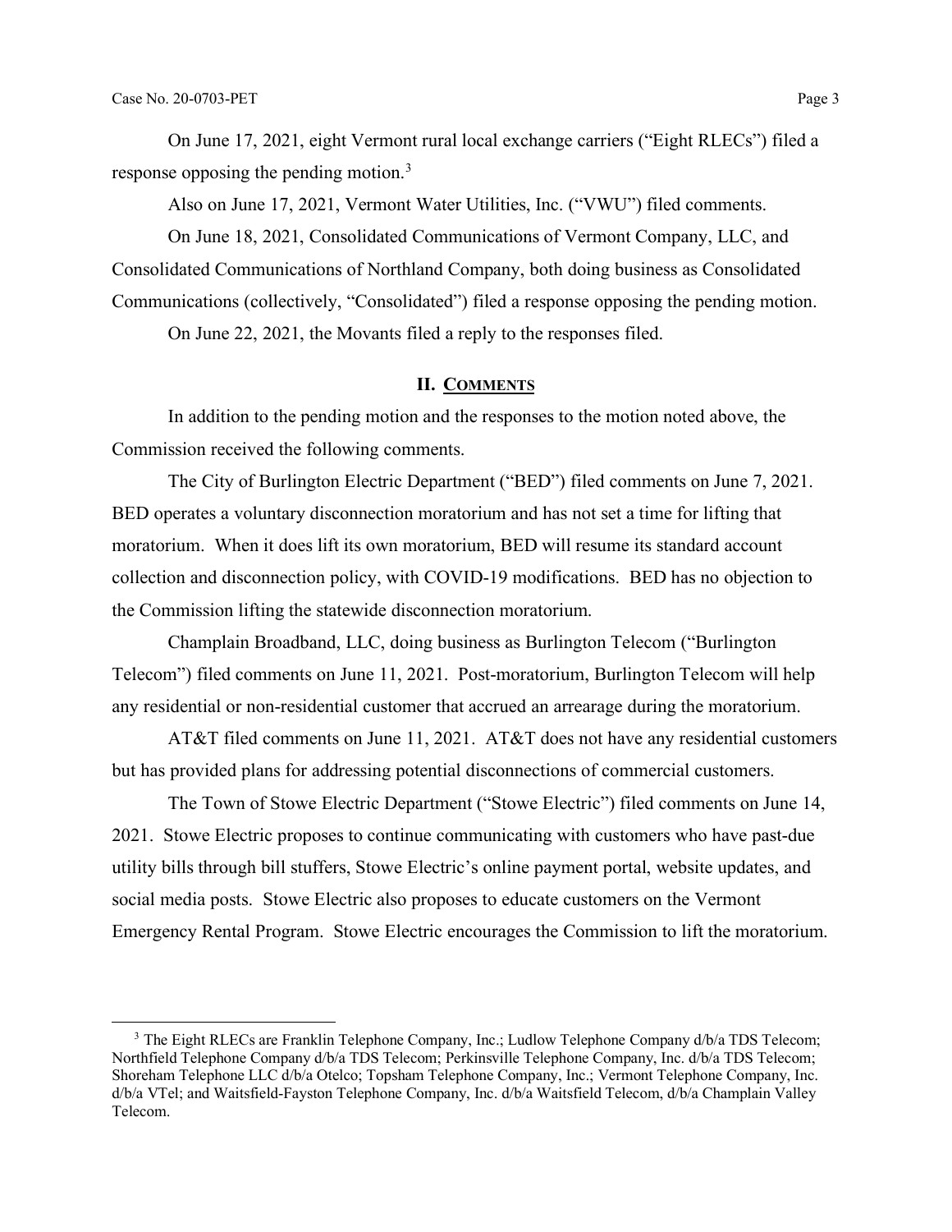On June 17, 2021, eight Vermont rural local exchange carriers ("Eight RLECs") filed a response opposing the pending motion.[3]

Also on June 17, 2021, Vermont Water Utilities, Inc. ("VWU") filed comments.

On June 18, 2021, Consolidated Communications of Vermont Company, LLC, and Consolidated Communications of Northland Company, both doing business as Consolidated Communications (collectively, "Consolidated") filed a response opposing the pending motion.

On June 22, 2021, the Movants filed a reply to the responses filed.

## II. Comments

In addition to the pending motion and the responses to the motion noted above, the Commission received the following comments.

The City of Burlington Electric Department ("BED") filed comments on June 7, 2021. BED operates a voluntary disconnection moratorium and has not set a time for lifting that moratorium. When it does lift its own moratorium, BED will resume its standard account collection and disconnection policy, with COVID-19 modifications. BED has no objection to the Commission lifting the statewide disconnection moratorium.

Champlain Broadband, LLC, doing business as Burlington Telecom ("Burlington Telecom") filed comments on June 11, 2021. Post-moratorium, Burlington Telecom will help any residential or non-residential customer that accrued an arrearage during the moratorium.

AT&T filed comments on June 11, 2021. AT&T does not have any residential customers but has provided plans for addressing potential disconnections of commercial customers.

The Town of Stowe Electric Department ("Stowe Electric") filed comments on June 14, 2021. Stowe Electric proposes to continue communicating with customers who have past-due utility bills through bill stuffers, Stowe Electric's online payment portal, website updates, and social media posts. Stowe Electric also proposes to educate customers on the Vermont Emergency Rental Program. Stowe Electric encourages the Commission to lift the moratorium.

---

[3] The Eight RLECs are Franklin Telephone Company, Inc.; Ludlow Telephone Company d/b/a TDS Telecom; Northfield Telephone Company d/b/a TDS Telecom; Perkinsville Telephone Company, Inc. d/b/a TDS Telecom; Shoreham Telephone LLC d/b/a Otelco; Topsham Telephone Company, Inc.; Vermont Telephone Company, Inc. d/b/a VTel; and Waitsfield-Fayston Telephone Company, Inc. d/b/a Waitsfield Telecom, d/b/a Champlain Valley Telecom.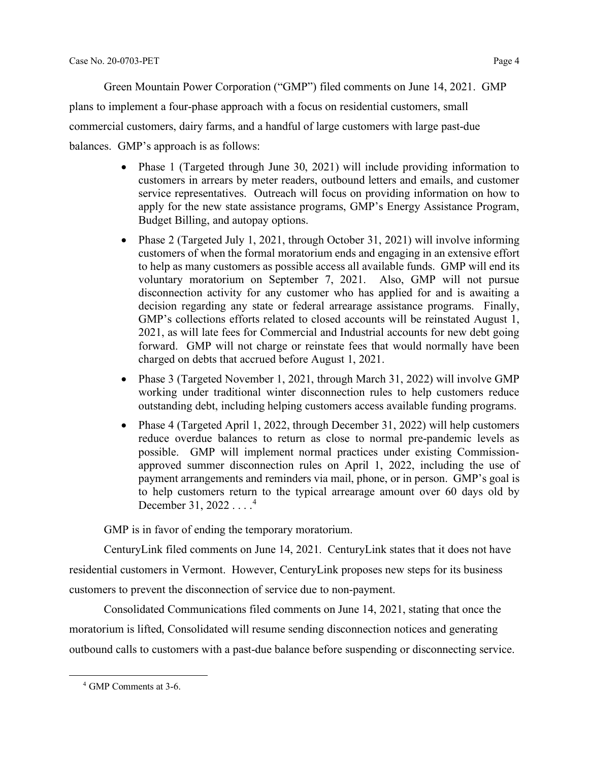Green Mountain Power Corporation ("GMP") filed comments on June 14, 2021. GMP plans to implement a four-phase approach with a focus on residential customers, small commercial customers, dairy farms, and a handful of large customers with large past-due balances. GMP's approach is as follows:

- Phase 1 (Targeted through June 30, 2021) will include providing information to customers in arrears by meter readers, outbound letters and emails, and customer service representatives. Outreach will focus on providing information on how to apply for the new state assistance programs, GMP's Energy Assistance Program, Budget Billing, and autopay options.
- Phase 2 (Targeted July 1, 2021, through October 31, 2021) will involve informing customers of when the formal moratorium ends and engaging in an extensive effort to help as many customers as possible access all available funds. GMP will end its voluntary moratorium on September 7, 2021. Also, GMP will not pursue disconnection activity for any customer who has applied for and is awaiting a decision regarding any state or federal arrearage assistance programs. Finally, GMP's collections efforts related to closed accounts will be reinstated August 1, 2021, as will late fees for Commercial and Industrial accounts for new debt going forward. GMP will not charge or reinstate fees that would normally have been charged on debts that accrued before August 1, 2021.
- Phase 3 (Targeted November 1, 2021, through March 31, 2022) will involve GMP working under traditional winter disconnection rules to help customers reduce outstanding debt, including helping customers access available funding programs.
- Phase 4 (Targeted April 1, 2022, through December 31, 2022) will help customers reduce overdue balances to return as close to normal pre-pandemic levels as possible. GMP will implement normal practices under existing Commission-approved summer disconnection rules on April 1, 2022, including the use of payment arrangements and reminders via mail, phone, or in person. GMP's goal is to help customers return to the typical arrearage amount over 60 days old by December 31, 2022 . . . .[4]

GMP is in favor of ending the temporary moratorium.

CenturyLink filed comments on June 14, 2021. CenturyLink states that it does not have residential customers in Vermont. However, CenturyLink proposes new steps for its business customers to prevent the disconnection of service due to non-payment.

Consolidated Communications filed comments on June 14, 2021, stating that once the moratorium is lifted, Consolidated will resume sending disconnection notices and generating outbound calls to customers with a past-due balance before suspending or disconnecting service.

[4] GMP Comments at 3-6.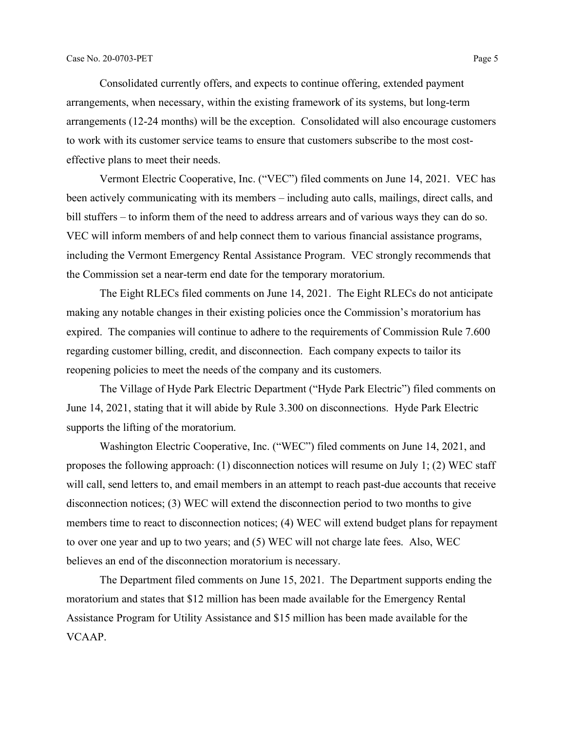Consolidated currently offers, and expects to continue offering, extended payment arrangements, when necessary, within the existing framework of its systems, but long-term arrangements (12-24 months) will be the exception. Consolidated will also encourage customers to work with its customer service teams to ensure that customers subscribe to the most cost-effective plans to meet their needs.

Vermont Electric Cooperative, Inc. ("VEC") filed comments on June 14, 2021. VEC has been actively communicating with its members – including auto calls, mailings, direct calls, and bill stuffers – to inform them of the need to address arrears and of various ways they can do so. VEC will inform members of and help connect them to various financial assistance programs, including the Vermont Emergency Rental Assistance Program. VEC strongly recommends that the Commission set a near-term end date for the temporary moratorium.

The Eight RLECs filed comments on June 14, 2021. The Eight RLECs do not anticipate making any notable changes in their existing policies once the Commission's moratorium has expired. The companies will continue to adhere to the requirements of Commission Rule 7.600 regarding customer billing, credit, and disconnection. Each company expects to tailor its reopening policies to meet the needs of the company and its customers.

The Village of Hyde Park Electric Department ("Hyde Park Electric") filed comments on June 14, 2021, stating that it will abide by Rule 3.300 on disconnections. Hyde Park Electric supports the lifting of the moratorium.

Washington Electric Cooperative, Inc. ("WEC") filed comments on June 14, 2021, and proposes the following approach: (1) disconnection notices will resume on July 1; (2) WEC staff will call, send letters to, and email members in an attempt to reach past-due accounts that receive disconnection notices; (3) WEC will extend the disconnection period to two months to give members time to react to disconnection notices; (4) WEC will extend budget plans for repayment to over one year and up to two years; and (5) WEC will not charge late fees. Also, WEC believes an end of the disconnection moratorium is necessary.

The Department filed comments on June 15, 2021. The Department supports ending the moratorium and states that $12 million has been made available for the Emergency Rental Assistance Program for Utility Assistance and $15 million has been made available for the VCAAP.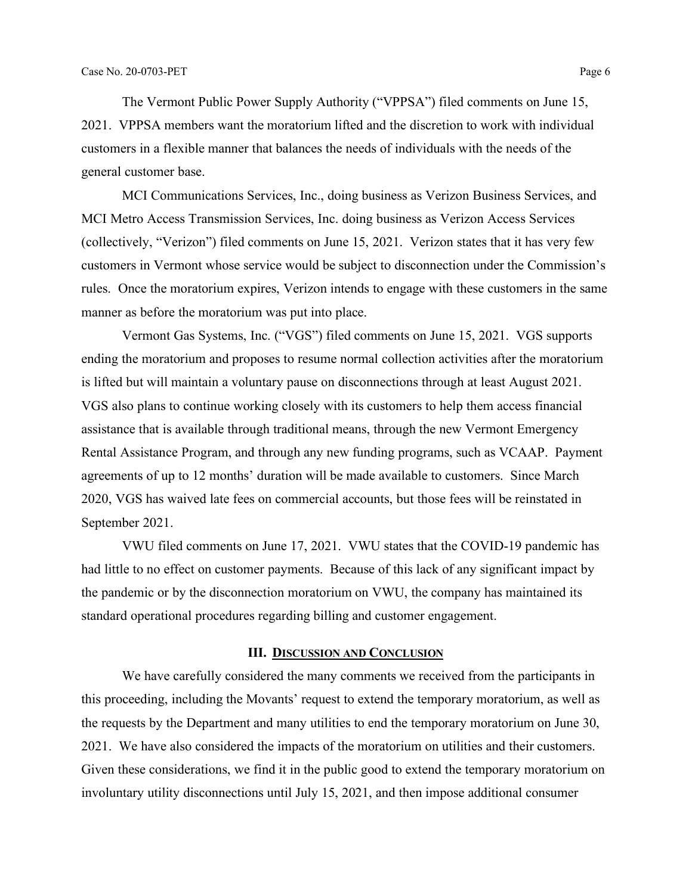The Vermont Public Power Supply Authority ("VPPSA") filed comments on June 15, 2021. VPPSA members want the moratorium lifted and the discretion to work with individual customers in a flexible manner that balances the needs of individuals with the needs of the general customer base.

MCI Communications Services, Inc., doing business as Verizon Business Services, and MCI Metro Access Transmission Services, Inc. doing business as Verizon Access Services (collectively, "Verizon") filed comments on June 15, 2021. Verizon states that it has very few customers in Vermont whose service would be subject to disconnection under the Commission's rules. Once the moratorium expires, Verizon intends to engage with these customers in the same manner as before the moratorium was put into place.

Vermont Gas Systems, Inc. ("VGS") filed comments on June 15, 2021. VGS supports ending the moratorium and proposes to resume normal collection activities after the moratorium is lifted but will maintain a voluntary pause on disconnections through at least August 2021. VGS also plans to continue working closely with its customers to help them access financial assistance that is available through traditional means, through the new Vermont Emergency Rental Assistance Program, and through any new funding programs, such as VCAAP. Payment agreements of up to 12 months' duration will be made available to customers. Since March 2020, VGS has waived late fees on commercial accounts, but those fees will be reinstated in September 2021.

VWU filed comments on June 17, 2021. VWU states that the COVID-19 pandemic has had little to no effect on customer payments. Because of this lack of any significant impact by the pandemic or by the disconnection moratorium on VWU, the company has maintained its standard operational procedures regarding billing and customer engagement.

## III. Discussion and Conclusion

We have carefully considered the many comments we received from the participants in this proceeding, including the Movants' request to extend the temporary moratorium, as well as the requests by the Department and many utilities to end the temporary moratorium on June 30, 2021. We have also considered the impacts of the moratorium on utilities and their customers. Given these considerations, we find it in the public good to extend the temporary moratorium on involuntary utility disconnections until July 15, 2021, and then impose additional consumer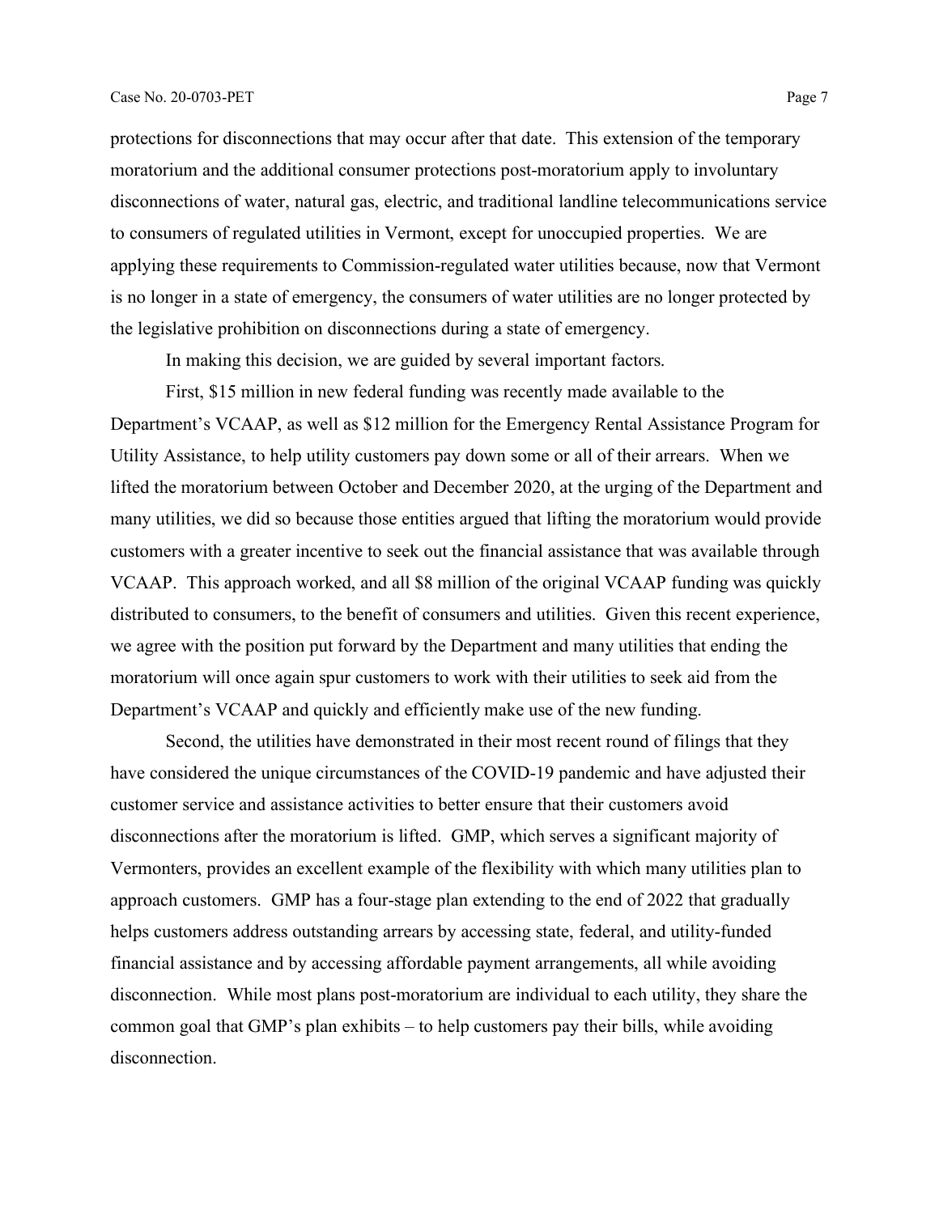protections for disconnections that may occur after that date. This extension of the temporary moratorium and the additional consumer protections post-moratorium apply to involuntary disconnections of water, natural gas, electric, and traditional landline telecommunications service to consumers of regulated utilities in Vermont, except for unoccupied properties. We are applying these requirements to Commission-regulated water utilities because, now that Vermont is no longer in a state of emergency, the consumers of water utilities are no longer protected by the legislative prohibition on disconnections during a state of emergency.

In making this decision, we are guided by several important factors.

First, $15 million in new federal funding was recently made available to the Department's VCAAP, as well as $12 million for the Emergency Rental Assistance Program for Utility Assistance, to help utility customers pay down some or all of their arrears. When we lifted the moratorium between October and December 2020, at the urging of the Department and many utilities, we did so because those entities argued that lifting the moratorium would provide customers with a greater incentive to seek out the financial assistance that was available through VCAAP. This approach worked, and all $8 million of the original VCAAP funding was quickly distributed to consumers, to the benefit of consumers and utilities. Given this recent experience, we agree with the position put forward by the Department and many utilities that ending the moratorium will once again spur customers to work with their utilities to seek aid from the Department's VCAAP and quickly and efficiently make use of the new funding.

Second, the utilities have demonstrated in their most recent round of filings that they have considered the unique circumstances of the COVID-19 pandemic and have adjusted their customer service and assistance activities to better ensure that their customers avoid disconnections after the moratorium is lifted. GMP, which serves a significant majority of Vermonters, provides an excellent example of the flexibility with which many utilities plan to approach customers. GMP has a four-stage plan extending to the end of 2022 that gradually helps customers address outstanding arrears by accessing state, federal, and utility-funded financial assistance and by accessing affordable payment arrangements, all while avoiding disconnection. While most plans post-moratorium are individual to each utility, they share the common goal that GMP's plan exhibits – to help customers pay their bills, while avoiding disconnection.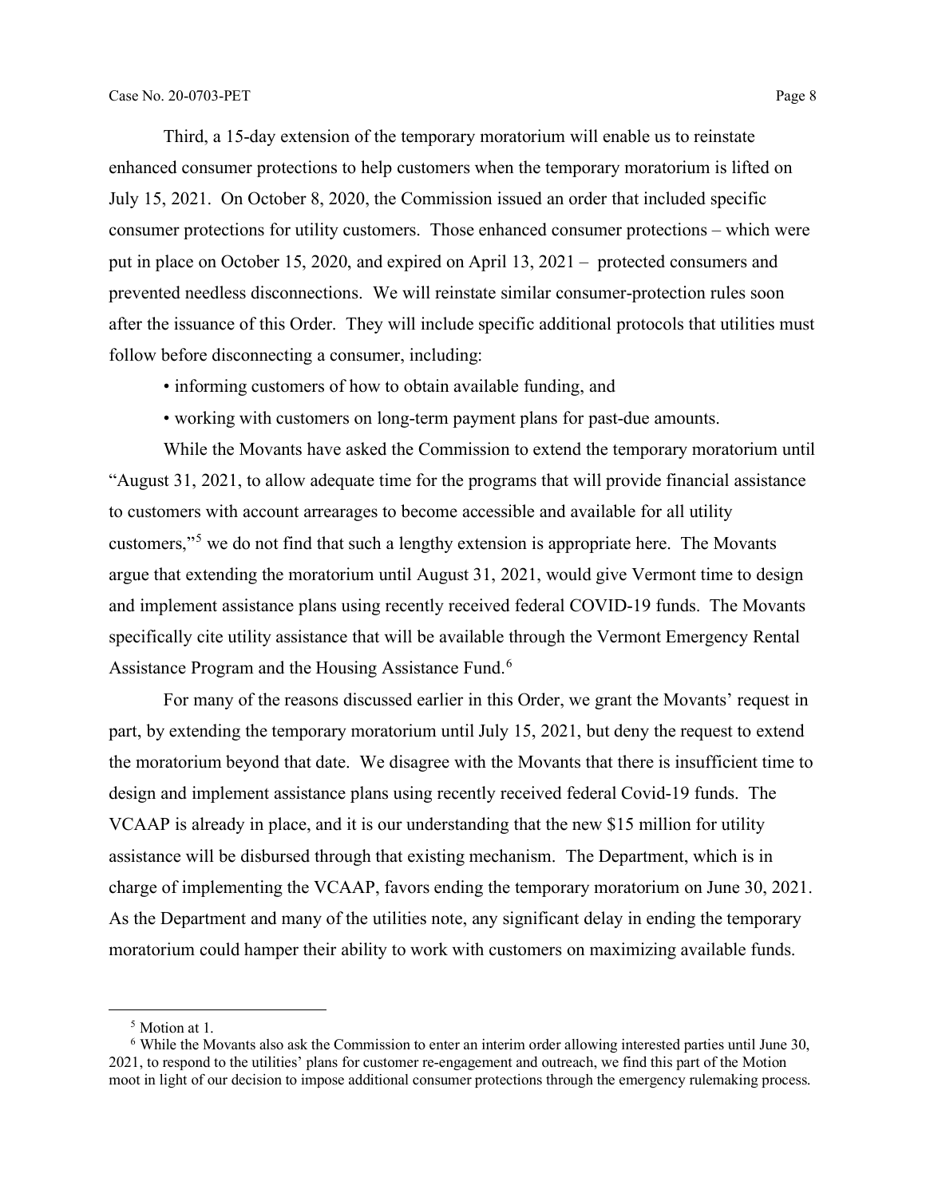Third, a 15-day extension of the temporary moratorium will enable us to reinstate enhanced consumer protections to help customers when the temporary moratorium is lifted on July 15, 2021. On October 8, 2020, the Commission issued an order that included specific consumer protections for utility customers. Those enhanced consumer protections – which were put in place on October 15, 2020, and expired on April 13, 2021 – protected consumers and prevented needless disconnections. We will reinstate similar consumer-protection rules soon after the issuance of this Order. They will include specific additional protocols that utilities must follow before disconnecting a consumer, including:

- informing customers of how to obtain available funding, and
- working with customers on long-term payment plans for past-due amounts.

While the Movants have asked the Commission to extend the temporary moratorium until "August 31, 2021, to allow adequate time for the programs that will provide financial assistance to customers with account arrearages to become accessible and available for all utility customers,"[5] we do not find that such a lengthy extension is appropriate here. The Movants argue that extending the moratorium until August 31, 2021, would give Vermont time to design and implement assistance plans using recently received federal COVID-19 funds. The Movants specifically cite utility assistance that will be available through the Vermont Emergency Rental Assistance Program and the Housing Assistance Fund.[6]

For many of the reasons discussed earlier in this Order, we grant the Movants' request in part, by extending the temporary moratorium until July 15, 2021, but deny the request to extend the moratorium beyond that date. We disagree with the Movants that there is insufficient time to design and implement assistance plans using recently received federal Covid-19 funds. The VCAAP is already in place, and it is our understanding that the new $15 million for utility assistance will be disbursed through that existing mechanism. The Department, which is in charge of implementing the VCAAP, favors ending the temporary moratorium on June 30, 2021. As the Department and many of the utilities note, any significant delay in ending the temporary moratorium could hamper their ability to work with customers on maximizing available funds.

---

[5] Motion at 1.

[6] While the Movants also ask the Commission to enter an interim order allowing interested parties until June 30, 2021, to respond to the utilities' plans for customer re-engagement and outreach, we find this part of the Motion moot in light of our decision to impose additional consumer protections through the emergency rulemaking process.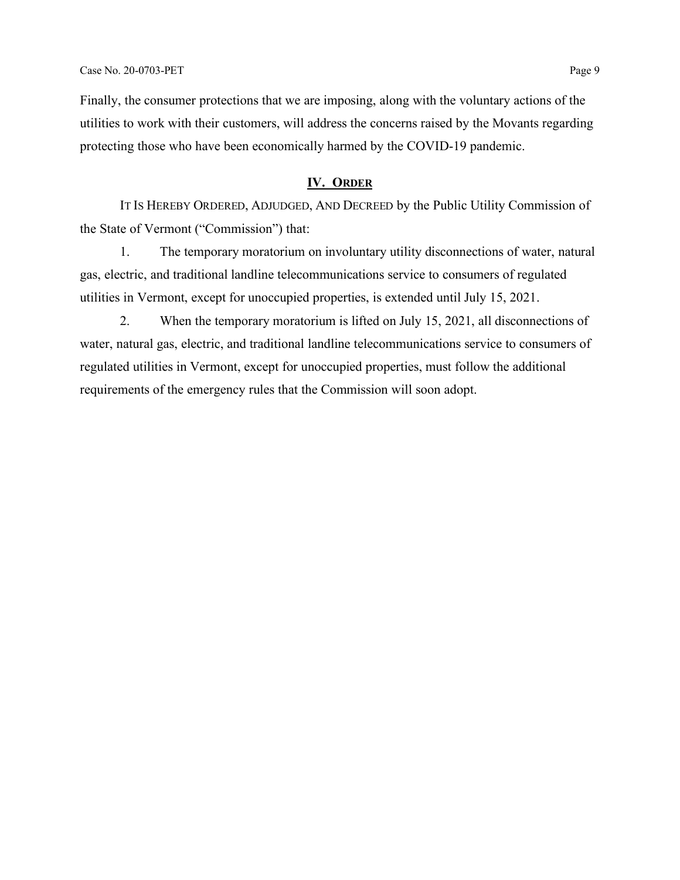Finally, the consumer protections that we are imposing, along with the voluntary actions of the utilities to work with their customers, will address the concerns raised by the Movants regarding protecting those who have been economically harmed by the COVID-19 pandemic.

## IV. ORDER

IT IS HEREBY ORDERED, ADJUDGED, AND DECREED by the Public Utility Commission of the State of Vermont ("Commission") that:

1. The temporary moratorium on involuntary utility disconnections of water, natural gas, electric, and traditional landline telecommunications service to consumers of regulated utilities in Vermont, except for unoccupied properties, is extended until July 15, 2021.

2. When the temporary moratorium is lifted on July 15, 2021, all disconnections of water, natural gas, electric, and traditional landline telecommunications service to consumers of regulated utilities in Vermont, except for unoccupied properties, must follow the additional requirements of the emergency rules that the Commission will soon adopt.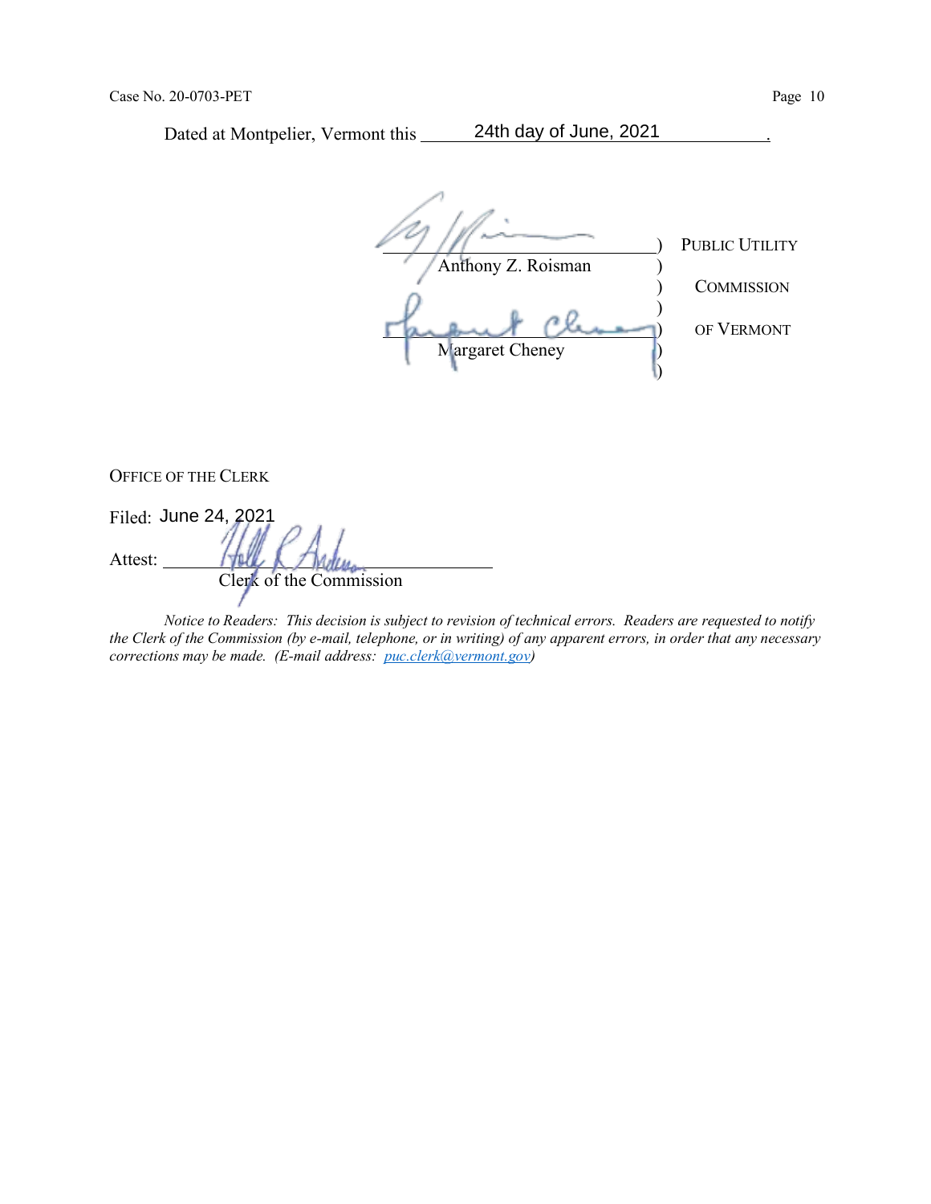Dated at Montpelier, Vermont this 24th day of June, 2021.

| | | |
|---|---|---|
| Anthony Z. Roisman | ) | PUBLIC UTILITY |
| | ) | COMMISSION |
| Margaret Cheney | ) | OF VERMONT |

OFFICE OF THE CLERK

Filed: June 24, 2021

Attest: ______________________
Clerk of the Commission

*Notice to Readers: This decision is subject to revision of technical errors. Readers are requested to notify the Clerk of the Commission (by e-mail, telephone, or in writing) of any apparent errors, in order that any necessary corrections may be made. (E-mail address: puc.clerk@vermont.gov)*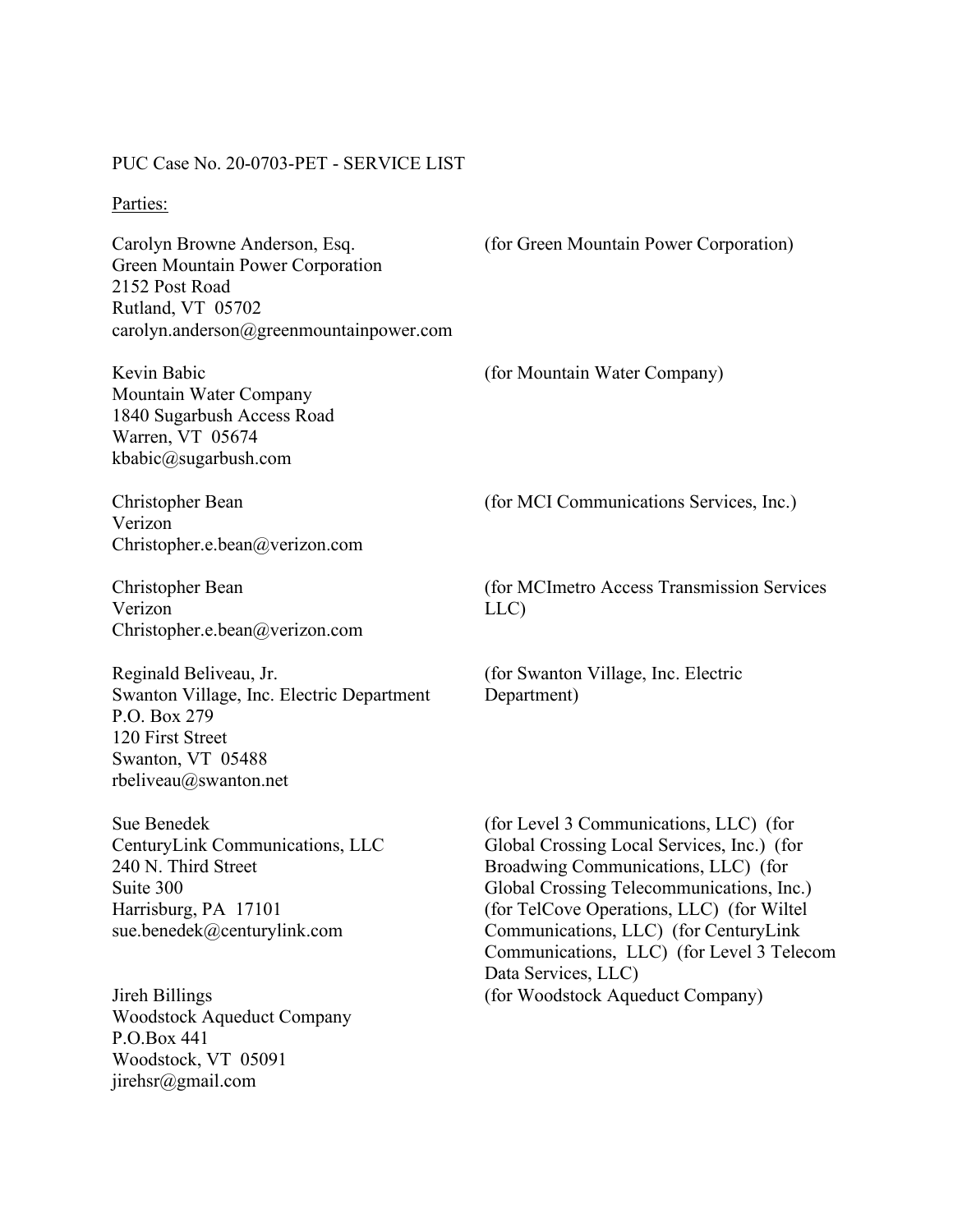PUC Case No. 20-0703-PET - SERVICE LIST

Parties:

Carolyn Browne Anderson, Esq.
Green Mountain Power Corporation
2152 Post Road
Rutland, VT 05702
carolyn.anderson@greenmountainpower.com

(for Green Mountain Power Corporation)

Kevin Babic
Mountain Water Company
1840 Sugarbush Access Road
Warren, VT 05674
kbabic@sugarbush.com

(for Mountain Water Company)

Christopher Bean
Verizon
Christopher.e.bean@verizon.com

(for MCI Communications Services, Inc.)

Christopher Bean
Verizon
Christopher.e.bean@verizon.com

(for MCImetro Access Transmission Services LLC)

Reginald Beliveau, Jr.
Swanton Village, Inc. Electric Department
P.O. Box 279
120 First Street
Swanton, VT 05488
rbeliveau@swanton.net

(for Swanton Village, Inc. Electric Department)

Sue Benedek
CenturyLink Communications, LLC
240 N. Third Street
Suite 300
Harrisburg, PA 17101
sue.benedek@centurylink.com

(for Level 3 Communications, LLC) (for Global Crossing Local Services, Inc.) (for Broadwing Communications, LLC) (for Global Crossing Telecommunications, Inc.) (for TelCove Operations, LLC) (for Wiltel Communications, LLC) (for CenturyLink Communications, LLC) (for Level 3 Telecom Data Services, LLC)

Jireh Billings
Woodstock Aqueduct Company
P.O.Box 441
Woodstock, VT 05091
jirehsr@gmail.com

(for Woodstock Aqueduct Company)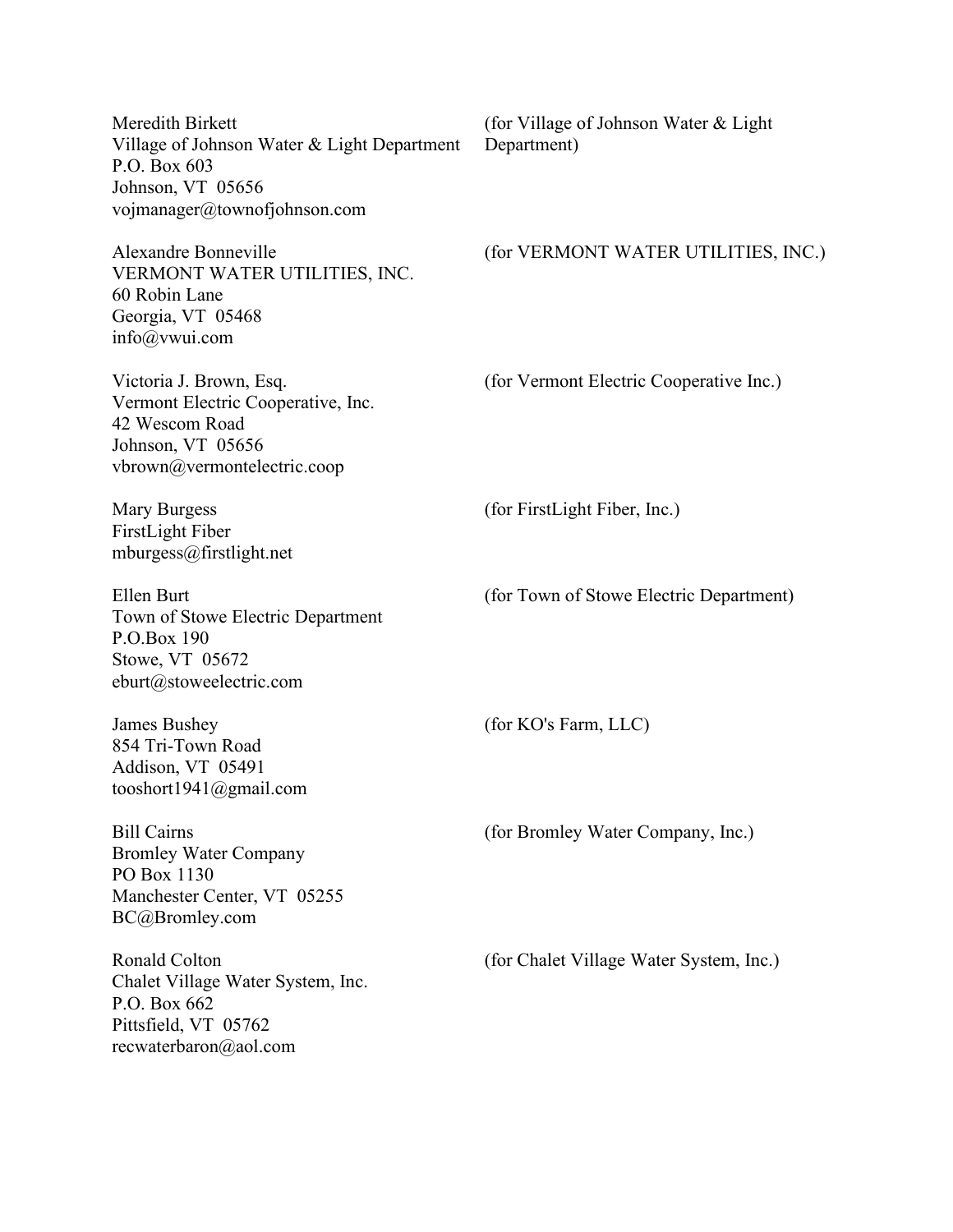Meredith Birkett
Village of Johnson Water & Light Department
P.O. Box 603
Johnson, VT 05656
vojmanager@townofjohnson.com

(for Village of Johnson Water & Light Department)

Alexandre Bonneville
VERMONT WATER UTILITIES, INC.
60 Robin Lane
Georgia, VT 05468
info@vwui.com

(for VERMONT WATER UTILITIES, INC.)

Victoria J. Brown, Esq.
Vermont Electric Cooperative, Inc.
42 Wescom Road
Johnson, VT 05656
vbrown@vermontelectric.coop

(for Vermont Electric Cooperative Inc.)

Mary Burgess
FirstLight Fiber
mburgess@firstlight.net

(for FirstLight Fiber, Inc.)

Ellen Burt
Town of Stowe Electric Department
P.O.Box 190
Stowe, VT 05672
eburt@stoweelectric.com

(for Town of Stowe Electric Department)

James Bushey
854 Tri-Town Road
Addison, VT 05491
tooshort1941@gmail.com

(for KO's Farm, LLC)

Bill Cairns
Bromley Water Company
PO Box 1130
Manchester Center, VT 05255
BC@Bromley.com

(for Bromley Water Company, Inc.)

Ronald Colton
Chalet Village Water System, Inc.
P.O. Box 662
Pittsfield, VT 05762
recwaterbaron@aol.com

(for Chalet Village Water System, Inc.)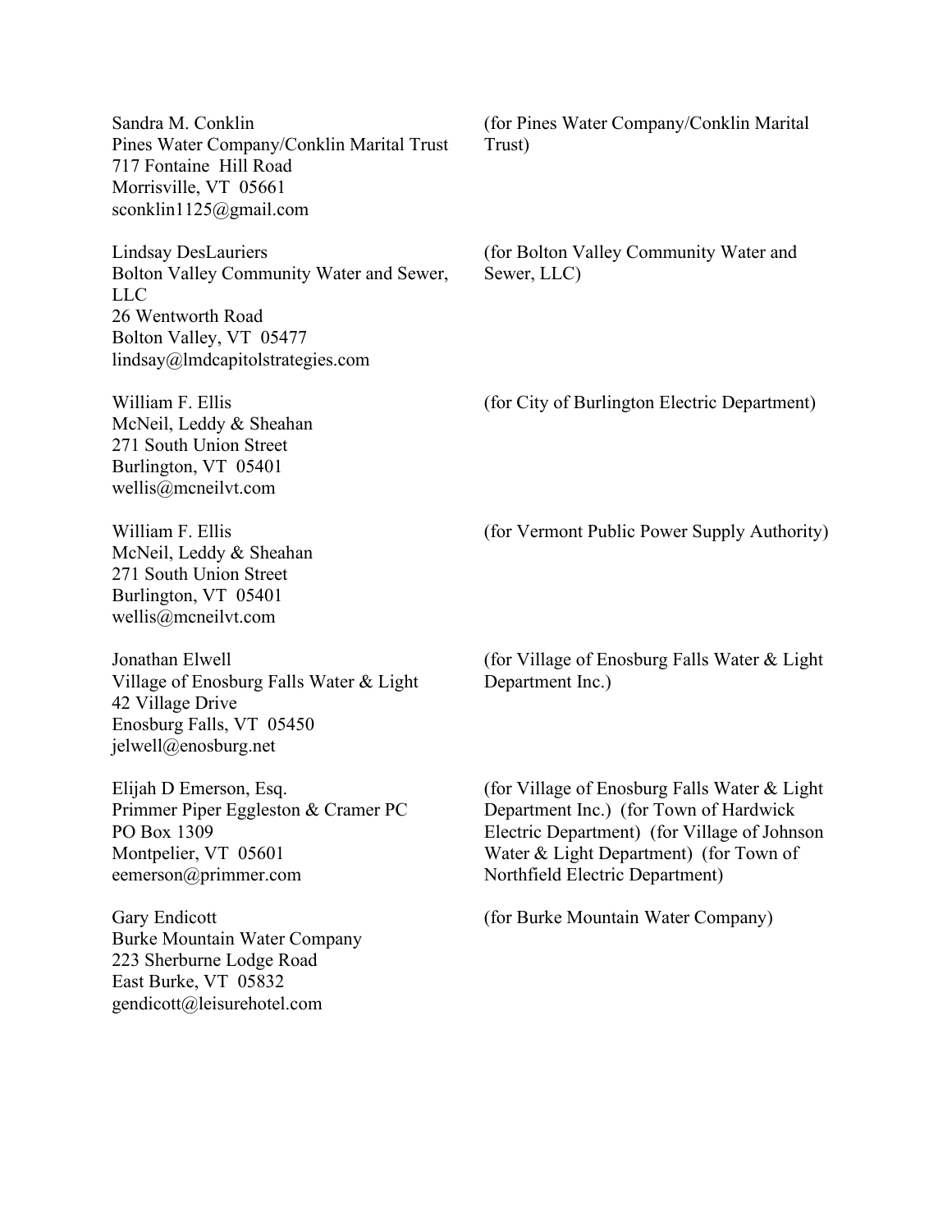Sandra M. Conklin
Pines Water Company/Conklin Marital Trust
717 Fontaine Hill Road
Morrisville, VT 05661
sconklin1125@gmail.com

(for Pines Water Company/Conklin Marital Trust)

Lindsay DesLauriers
Bolton Valley Community Water and Sewer, LLC
26 Wentworth Road
Bolton Valley, VT 05477
lindsay@lmdcapitolstrategies.com

(for Bolton Valley Community Water and Sewer, LLC)

William F. Ellis
McNeil, Leddy & Sheahan
271 South Union Street
Burlington, VT 05401
wellis@mcneilvt.com

(for City of Burlington Electric Department)

William F. Ellis
McNeil, Leddy & Sheahan
271 South Union Street
Burlington, VT 05401
wellis@mcneilvt.com

(for Vermont Public Power Supply Authority)

Jonathan Elwell
Village of Enosburg Falls Water & Light
42 Village Drive
Enosburg Falls, VT 05450
jelwell@enosburg.net

(for Village of Enosburg Falls Water & Light Department Inc.)

Elijah D Emerson, Esq.
Primmer Piper Eggleston & Cramer PC
PO Box 1309
Montpelier, VT 05601
eemerson@primmer.com

(for Village of Enosburg Falls Water & Light Department Inc.) (for Town of Hardwick Electric Department) (for Village of Johnson Water & Light Department) (for Town of Northfield Electric Department)

Gary Endicott
Burke Mountain Water Company
223 Sherburne Lodge Road
East Burke, VT 05832
gendicott@leisurehotel.com

(for Burke Mountain Water Company)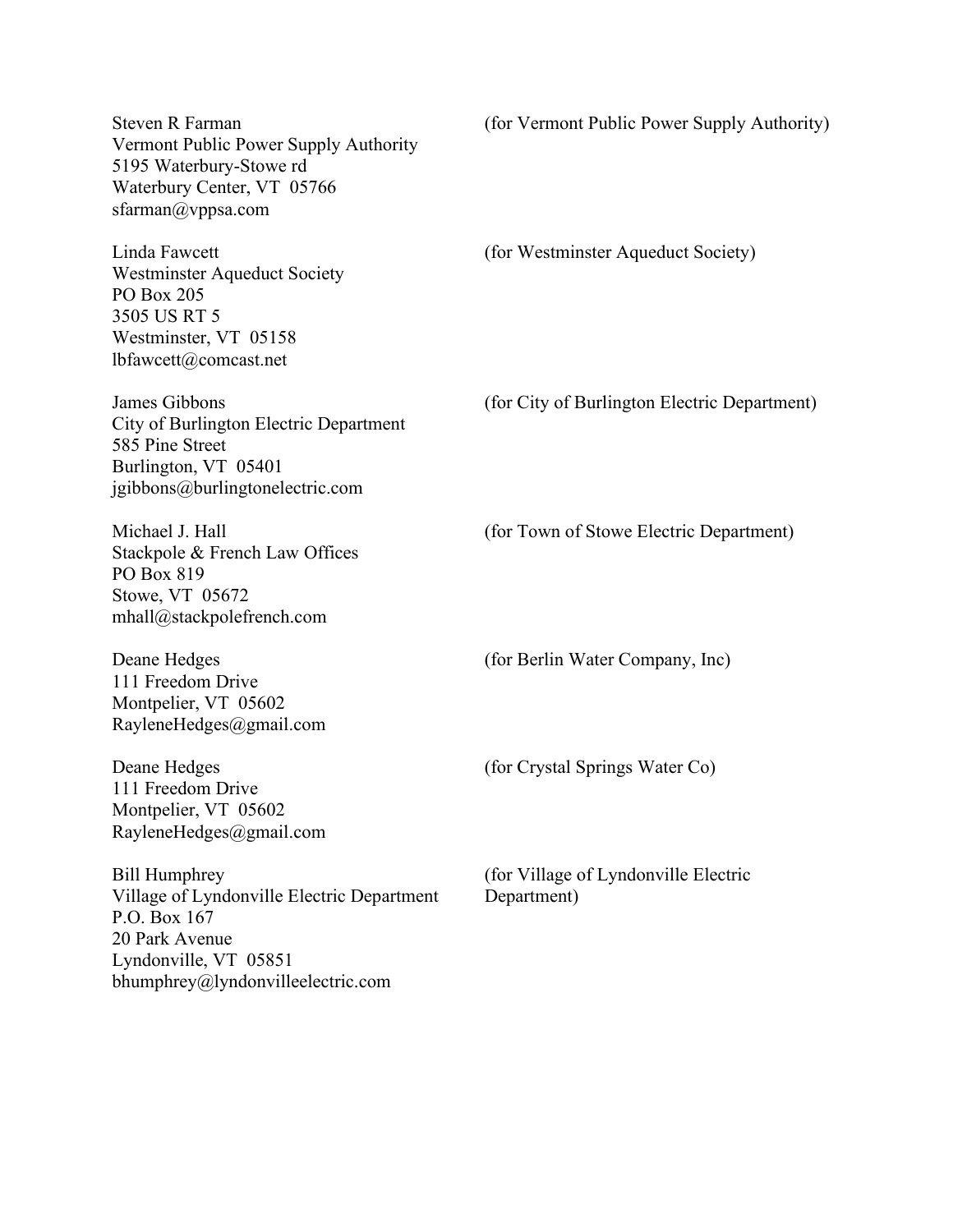Steven R Farman
Vermont Public Power Supply Authority
5195 Waterbury-Stowe rd
Waterbury Center, VT 05766
sfarman@vppsa.com

(for Vermont Public Power Supply Authority)

Linda Fawcett
Westminster Aqueduct Society
PO Box 205
3505 US RT 5
Westminster, VT 05158
lbfawcett@comcast.net

(for Westminster Aqueduct Society)

James Gibbons
City of Burlington Electric Department
585 Pine Street
Burlington, VT 05401
jgibbons@burlingtonelectric.com

(for City of Burlington Electric Department)

Michael J. Hall
Stackpole & French Law Offices
PO Box 819
Stowe, VT 05672
mhall@stackpolefrench.com

(for Town of Stowe Electric Department)

Deane Hedges
111 Freedom Drive
Montpelier, VT 05602
RayleneHedges@gmail.com

(for Berlin Water Company, Inc)

Deane Hedges
111 Freedom Drive
Montpelier, VT 05602
RayleneHedges@gmail.com

(for Crystal Springs Water Co)

Bill Humphrey
Village of Lyndonville Electric Department
P.O. Box 167
20 Park Avenue
Lyndonville, VT 05851
bhumphrey@lyndonvilleelectric.com

(for Village of Lyndonville Electric Department)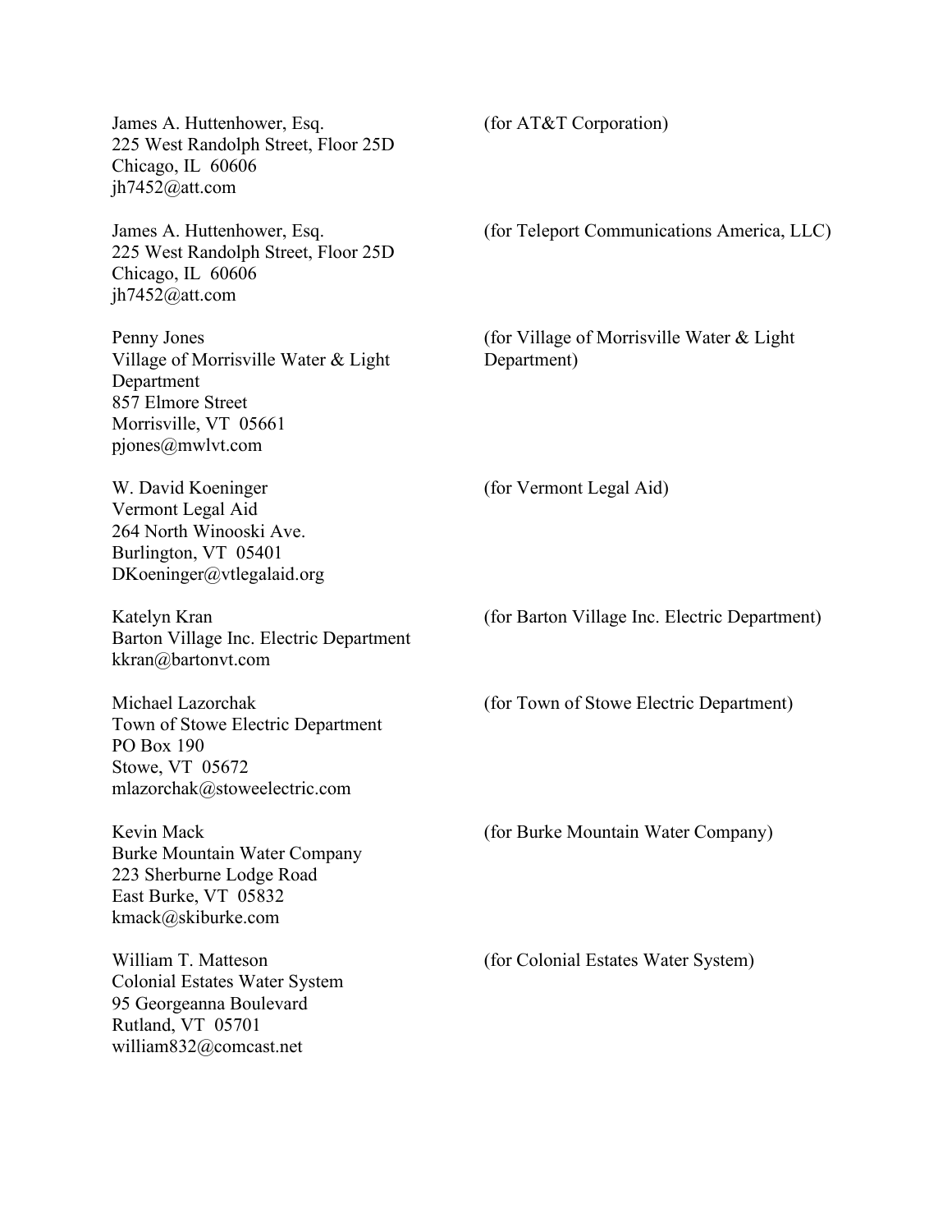James A. Huttenhower, Esq.
225 West Randolph Street, Floor 25D
Chicago, IL 60606
jh7452@att.com

(for AT&T Corporation)

James A. Huttenhower, Esq.
225 West Randolph Street, Floor 25D
Chicago, IL 60606
jh7452@att.com

(for Teleport Communications America, LLC)

Penny Jones
Village of Morrisville Water & Light Department
857 Elmore Street
Morrisville, VT 05661
pjones@mwlvt.com

(for Village of Morrisville Water & Light Department)

W. David Koeninger
Vermont Legal Aid
264 North Winooski Ave.
Burlington, VT 05401
DKoeninger@vtlegalaid.org

(for Vermont Legal Aid)

Katelyn Kran
Barton Village Inc. Electric Department
kkran@bartonvt.com

(for Barton Village Inc. Electric Department)

Michael Lazorchak
Town of Stowe Electric Department
PO Box 190
Stowe, VT 05672
mlazorchak@stoweelectric.com

(for Town of Stowe Electric Department)

Kevin Mack
Burke Mountain Water Company
223 Sherburne Lodge Road
East Burke, VT 05832
kmack@skiburke.com

(for Burke Mountain Water Company)

William T. Matteson
Colonial Estates Water System
95 Georgeanna Boulevard
Rutland, VT 05701
william832@comcast.net

(for Colonial Estates Water System)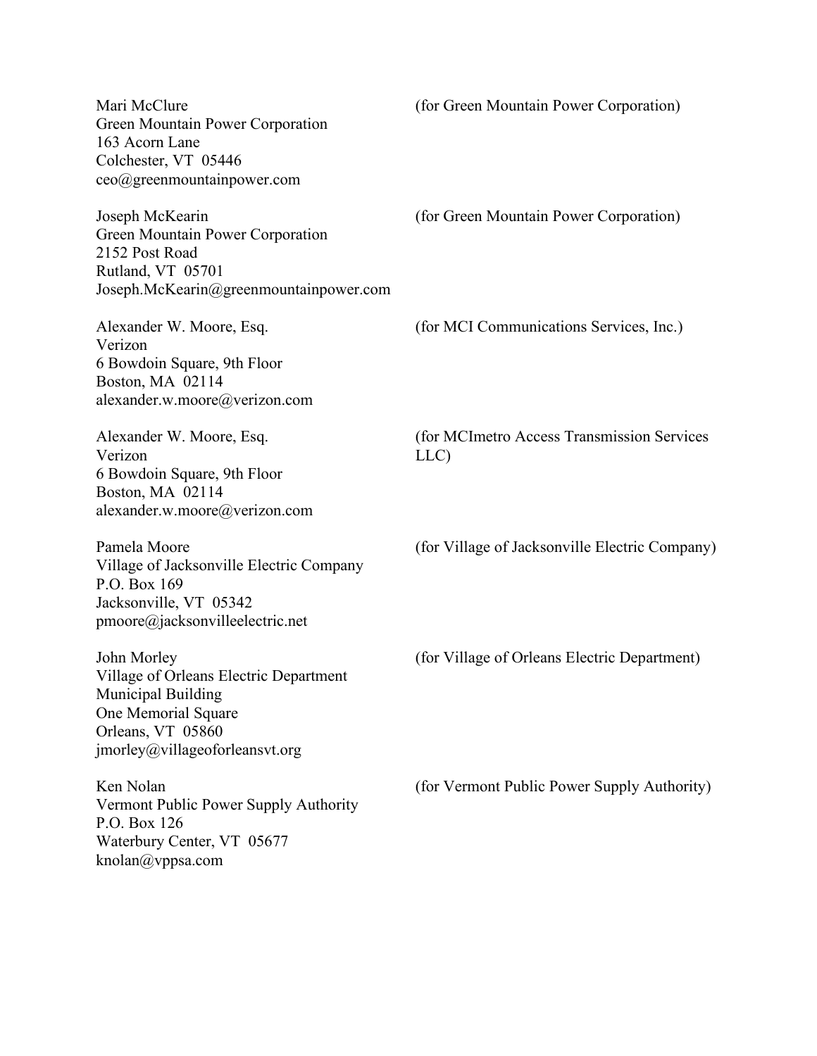Mari McClure
Green Mountain Power Corporation
163 Acorn Lane
Colchester, VT 05446
ceo@greenmountainpower.com

(for Green Mountain Power Corporation)

Joseph McKearin
Green Mountain Power Corporation
2152 Post Road
Rutland, VT 05701
Joseph.McKearin@greenmountainpower.com

(for Green Mountain Power Corporation)

Alexander W. Moore, Esq.
Verizon
6 Bowdoin Square, 9th Floor
Boston, MA 02114
alexander.w.moore@verizon.com

(for MCI Communications Services, Inc.)

Alexander W. Moore, Esq.
Verizon
6 Bowdoin Square, 9th Floor
Boston, MA 02114
alexander.w.moore@verizon.com

(for MCImetro Access Transmission Services LLC)

Pamela Moore
Village of Jacksonville Electric Company
P.O. Box 169
Jacksonville, VT 05342
pmoore@jacksonvilleelectric.net

(for Village of Jacksonville Electric Company)

John Morley
Village of Orleans Electric Department
Municipal Building
One Memorial Square
Orleans, VT 05860
jmorley@villageoforleansvt.org

(for Village of Orleans Electric Department)

Ken Nolan
Vermont Public Power Supply Authority
P.O. Box 126
Waterbury Center, VT 05677
knolan@vppsa.com

(for Vermont Public Power Supply Authority)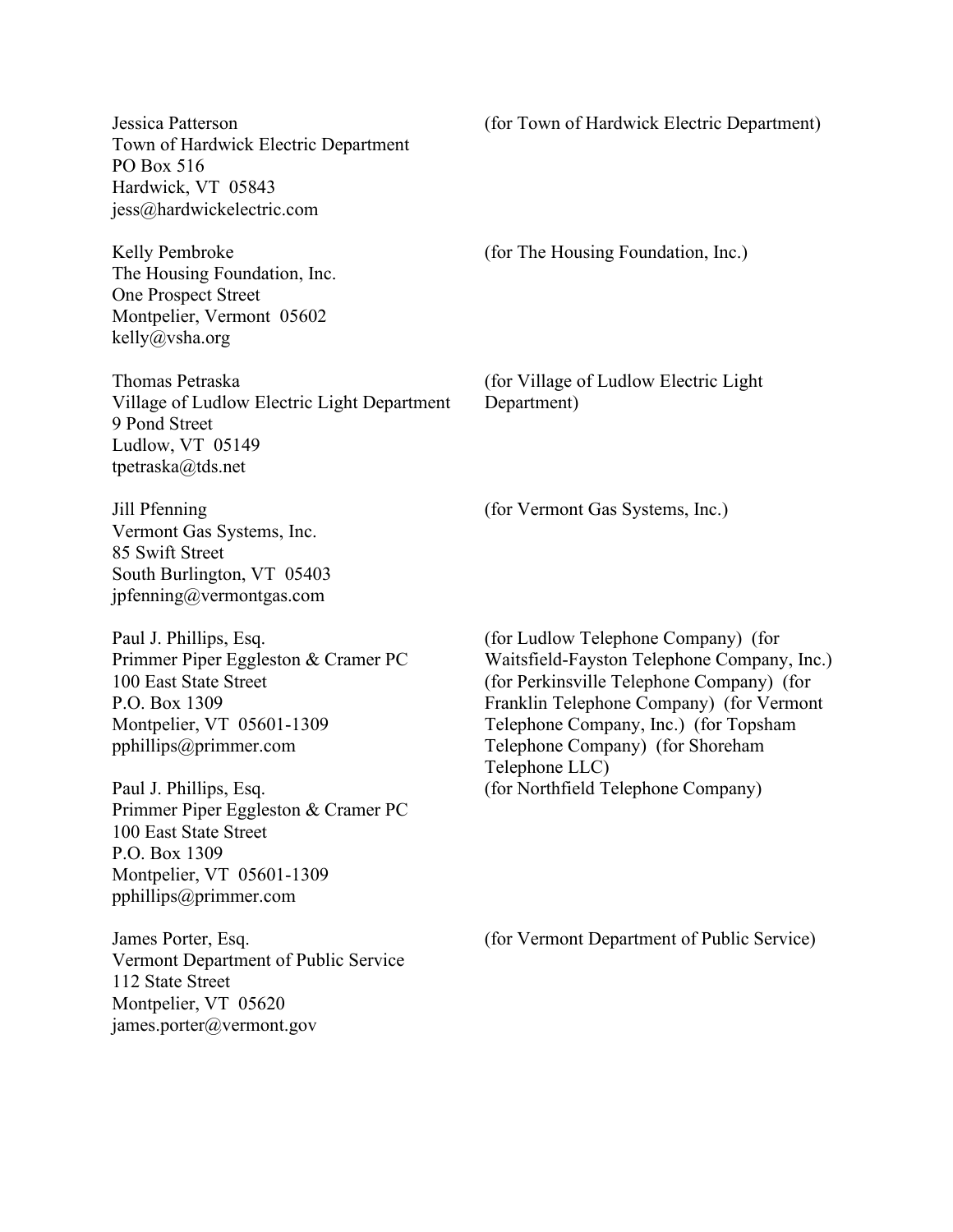Jessica Patterson
Town of Hardwick Electric Department
PO Box 516
Hardwick, VT 05843
jess@hardwickelectric.com

(for Town of Hardwick Electric Department)

Kelly Pembroke
The Housing Foundation, Inc.
One Prospect Street
Montpelier, Vermont 05602
kelly@vsha.org

(for The Housing Foundation, Inc.)

Thomas Petraska
Village of Ludlow Electric Light Department
9 Pond Street
Ludlow, VT 05149
tpetraska@tds.net

(for Village of Ludlow Electric Light Department)

Jill Pfenning
Vermont Gas Systems, Inc.
85 Swift Street
South Burlington, VT 05403
jpfenning@vermontgas.com

(for Vermont Gas Systems, Inc.)

Paul J. Phillips, Esq.
Primmer Piper Eggleston & Cramer PC
100 East State Street
P.O. Box 1309
Montpelier, VT 05601-1309
pphillips@primmer.com

(for Ludlow Telephone Company) (for Waitsfield-Fayston Telephone Company, Inc.) (for Perkinsville Telephone Company) (for Franklin Telephone Company) (for Vermont Telephone Company, Inc.) (for Topsham Telephone Company) (for Shoreham Telephone LLC)

Paul J. Phillips, Esq.
Primmer Piper Eggleston & Cramer PC
100 East State Street
P.O. Box 1309
Montpelier, VT 05601-1309
pphillips@primmer.com

(for Northfield Telephone Company)

James Porter, Esq.
Vermont Department of Public Service
112 State Street
Montpelier, VT 05620
james.porter@vermont.gov

(for Vermont Department of Public Service)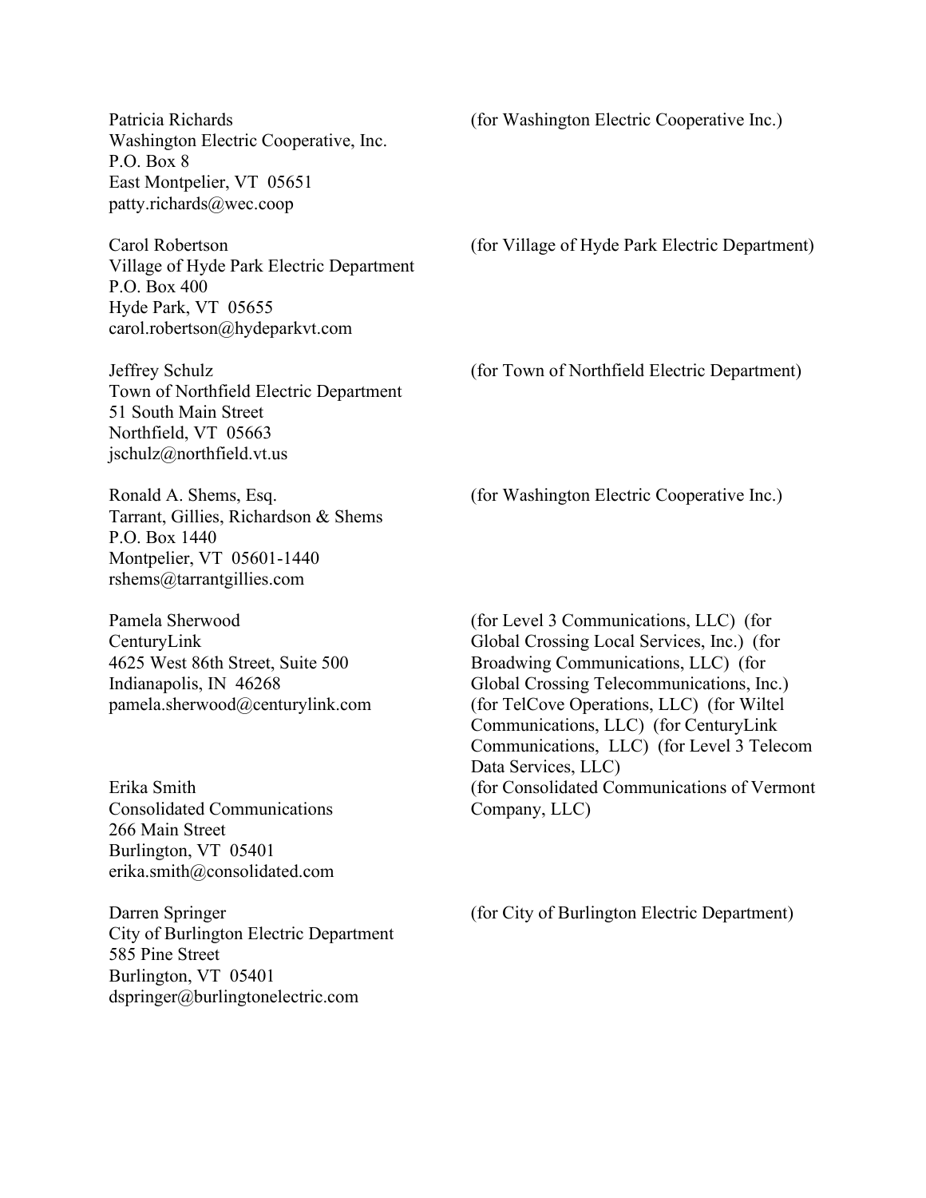Patricia Richards
Washington Electric Cooperative, Inc.
P.O. Box 8
East Montpelier, VT 05651
patty.richards@wec.coop

(for Washington Electric Cooperative Inc.)

Carol Robertson
Village of Hyde Park Electric Department
P.O. Box 400
Hyde Park, VT 05655
carol.robertson@hydeparkvt.com

(for Village of Hyde Park Electric Department)

Jeffrey Schulz
Town of Northfield Electric Department
51 South Main Street
Northfield, VT 05663
jschulz@northfield.vt.us

(for Town of Northfield Electric Department)

Ronald A. Shems, Esq.
Tarrant, Gillies, Richardson & Shems
P.O. Box 1440
Montpelier, VT 05601-1440
rshems@tarrantgillies.com

(for Washington Electric Cooperative Inc.)

Pamela Sherwood
CenturyLink
4625 West 86th Street, Suite 500
Indianapolis, IN 46268
pamela.sherwood@centurylink.com

(for Level 3 Communications, LLC) (for Global Crossing Local Services, Inc.) (for Broadwing Communications, LLC) (for Global Crossing Telecommunications, Inc.) (for TelCove Operations, LLC) (for Wiltel Communications, LLC) (for CenturyLink Communications, LLC) (for Level 3 Telecom Data Services, LLC)

Erika Smith
Consolidated Communications
266 Main Street
Burlington, VT 05401
erika.smith@consolidated.com

(for Consolidated Communications of Vermont Company, LLC)

Darren Springer
City of Burlington Electric Department
585 Pine Street
Burlington, VT 05401
dspringer@burlingtonelectric.com

(for City of Burlington Electric Department)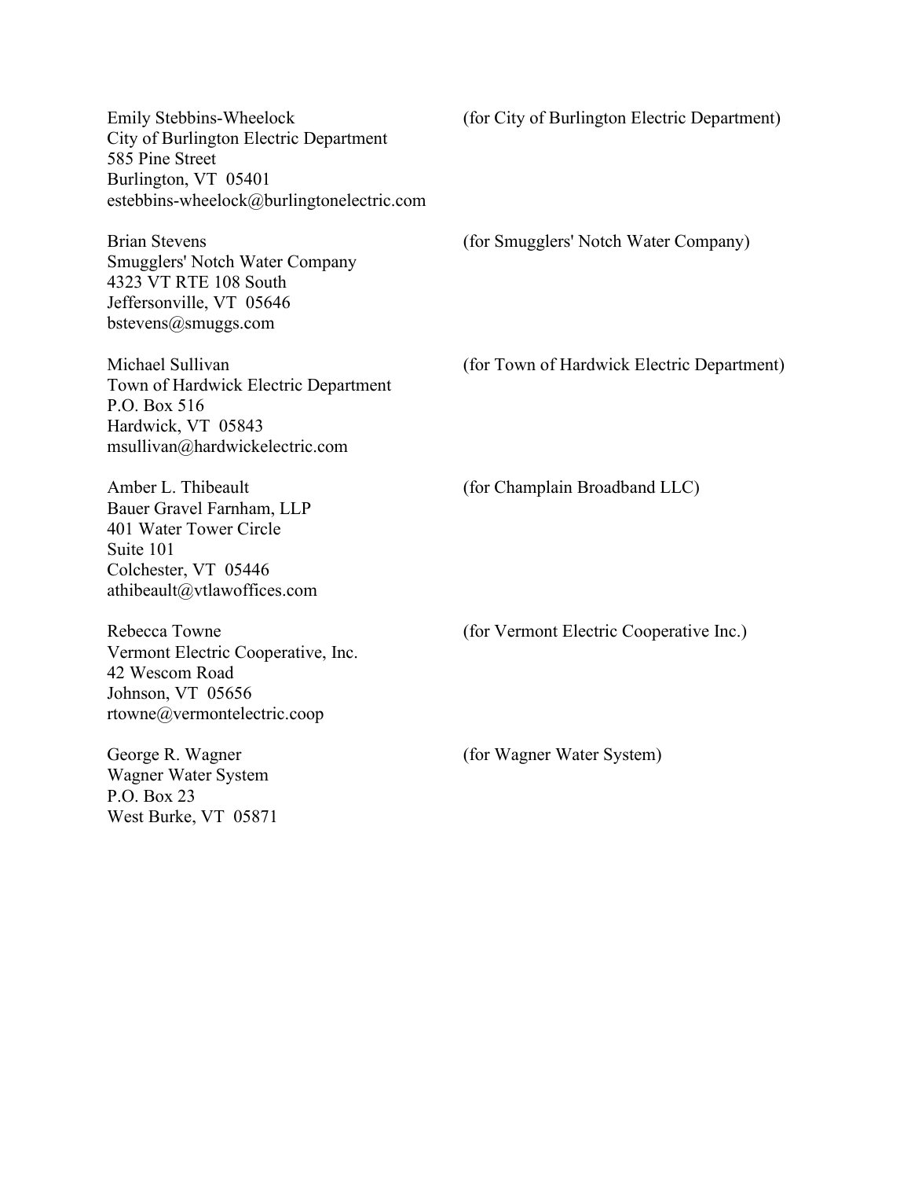Emily Stebbins-Wheelock  
City of Burlington Electric Department  
585 Pine Street  
Burlington, VT 05401  
estebbins-wheelock@burlingtonelectric.com

(for City of Burlington Electric Department)

Brian Stevens  
Smugglers' Notch Water Company  
4323 VT RTE 108 South  
Jeffersonville, VT 05646  
bstevens@smuggs.com

(for Smugglers' Notch Water Company)

Michael Sullivan  
Town of Hardwick Electric Department  
P.O. Box 516  
Hardwick, VT 05843  
msullivan@hardwickelectric.com

(for Town of Hardwick Electric Department)

Amber L. Thibeault  
Bauer Gravel Farnham, LLP  
401 Water Tower Circle  
Suite 101  
Colchester, VT 05446  
athibeault@vtlawoffices.com

(for Champlain Broadband LLC)

Rebecca Towne  
Vermont Electric Cooperative, Inc.  
42 Wescom Road  
Johnson, VT 05656  
rtowne@vermontelectric.coop

(for Vermont Electric Cooperative Inc.)

George R. Wagner  
Wagner Water System  
P.O. Box 23  
West Burke, VT 05871

(for Wagner Water System)